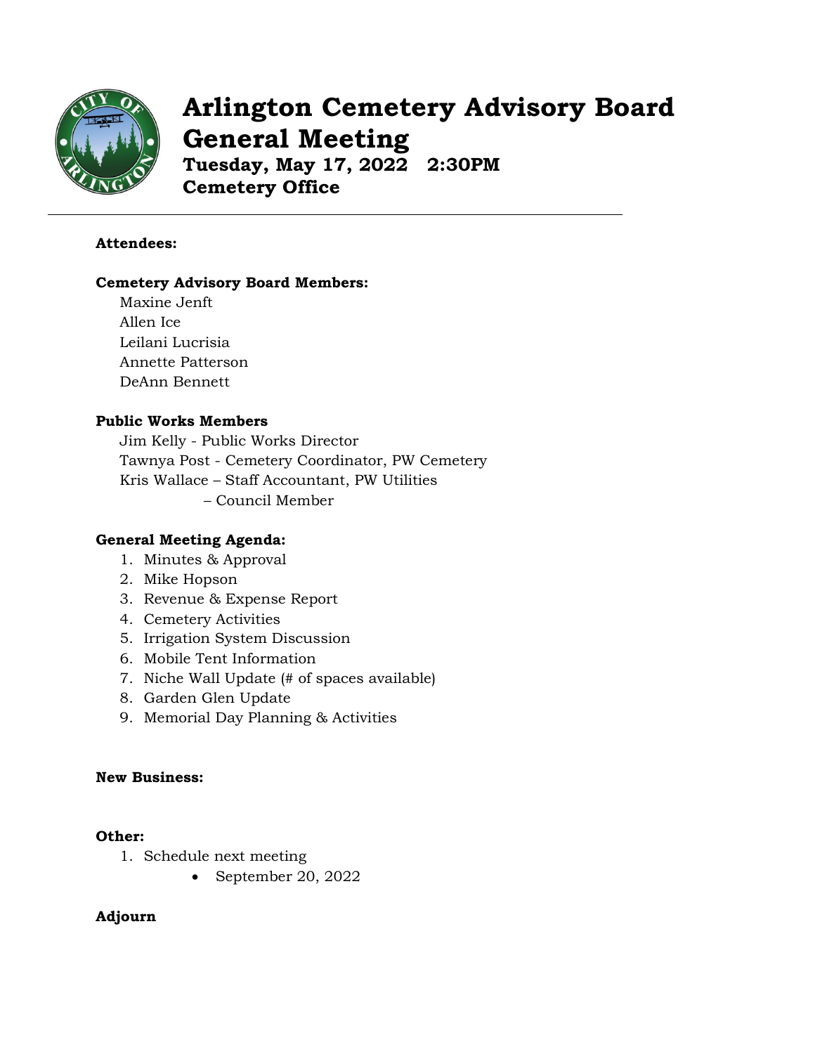# Arlington Cemetery Advisory Board General Meeting

**Tuesday, May 17, 2022 2:30PM**
**Cemetery Office**

---

**Attendees:**

**Cemetery Advisory Board Members:**

Maxine Jenft
Allen Ice
Leilani Lucrisia
Annette Patterson
DeAnn Bennett

**Public Works Members**

Jim Kelly - Public Works Director
Tawnya Post - Cemetery Coordinator, PW Cemetery
Kris Wallace – Staff Accountant, PW Utilities
– Council Member

**General Meeting Agenda:**

1. Minutes & Approval
2. Mike Hopson
3. Revenue & Expense Report
4. Cemetery Activities
5. Irrigation System Discussion
6. Mobile Tent Information
7. Niche Wall Update (# of spaces available)
8. Garden Glen Update
9. Memorial Day Planning & Activities

**New Business:**

**Other:**

1. Schedule next meeting
   - September 20, 2022

**Adjourn**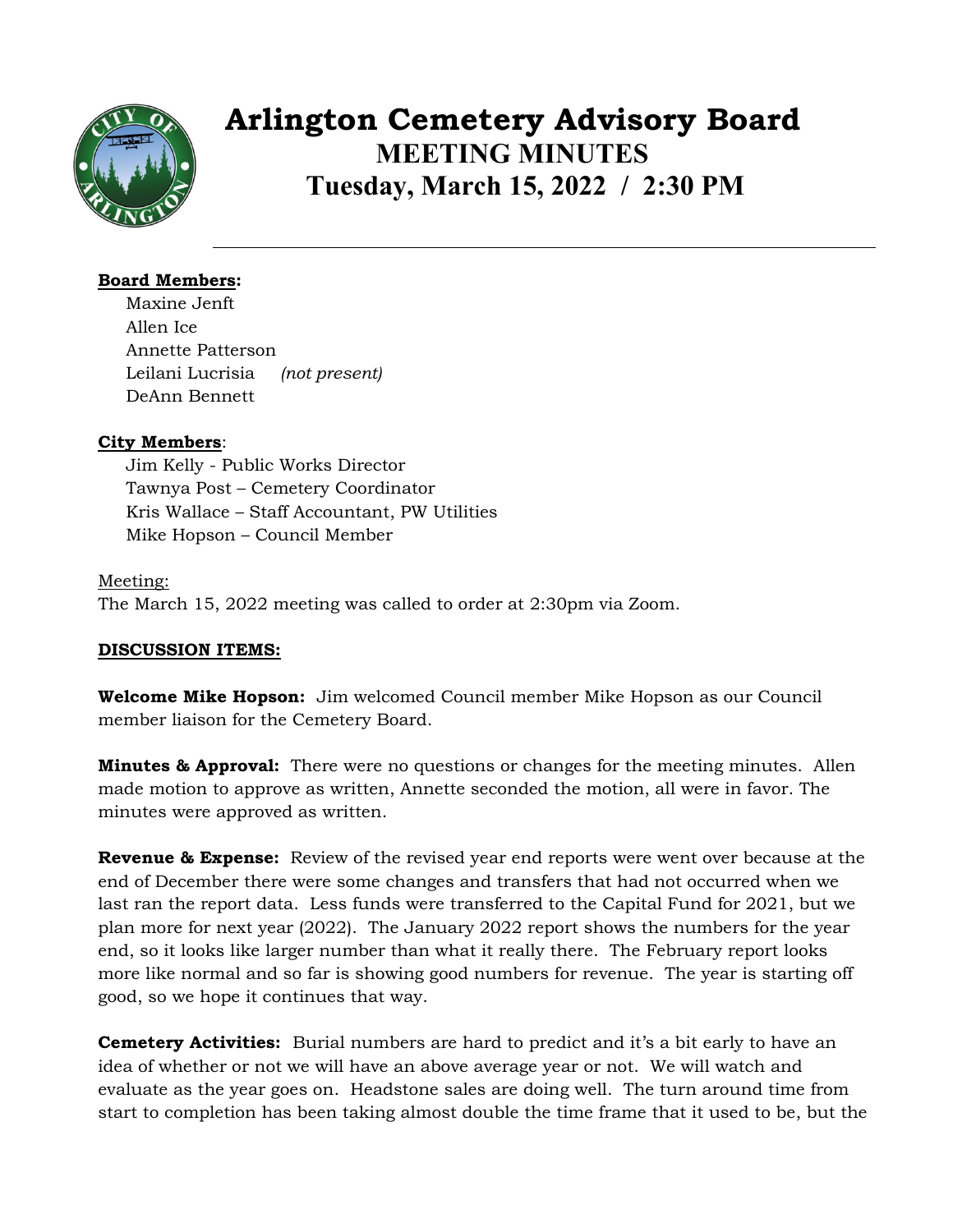# Arlington Cemetery Advisory Board

## MEETING MINUTES

## Tuesday, March 15, 2022 / 2:30 PM

**Board Members:**

Maxine Jenft
Allen Ice
Annette Patterson
Leilani Lucrisia *(not present)*
DeAnn Bennett

**City Members**:

Jim Kelly - Public Works Director
Tawnya Post – Cemetery Coordinator
Kris Wallace – Staff Accountant, PW Utilities
Mike Hopson – Council Member

Meeting:
The March 15, 2022 meeting was called to order at 2:30pm via Zoom.

**DISCUSSION ITEMS:**

**Welcome Mike Hopson:** Jim welcomed Council member Mike Hopson as our Council member liaison for the Cemetery Board.

**Minutes & Approval:** There were no questions or changes for the meeting minutes. Allen made motion to approve as written, Annette seconded the motion, all were in favor. The minutes were approved as written.

**Revenue & Expense:** Review of the revised year end reports were went over because at the end of December there were some changes and transfers that had not occurred when we last ran the report data. Less funds were transferred to the Capital Fund for 2021, but we plan more for next year (2022). The January 2022 report shows the numbers for the year end, so it looks like larger number than what it really there. The February report looks more like normal and so far is showing good numbers for revenue. The year is starting off good, so we hope it continues that way.

**Cemetery Activities:** Burial numbers are hard to predict and it's a bit early to have an idea of whether or not we will have an above average year or not. We will watch and evaluate as the year goes on. Headstone sales are doing well. The turn around time from start to completion has been taking almost double the time frame that it used to be, but the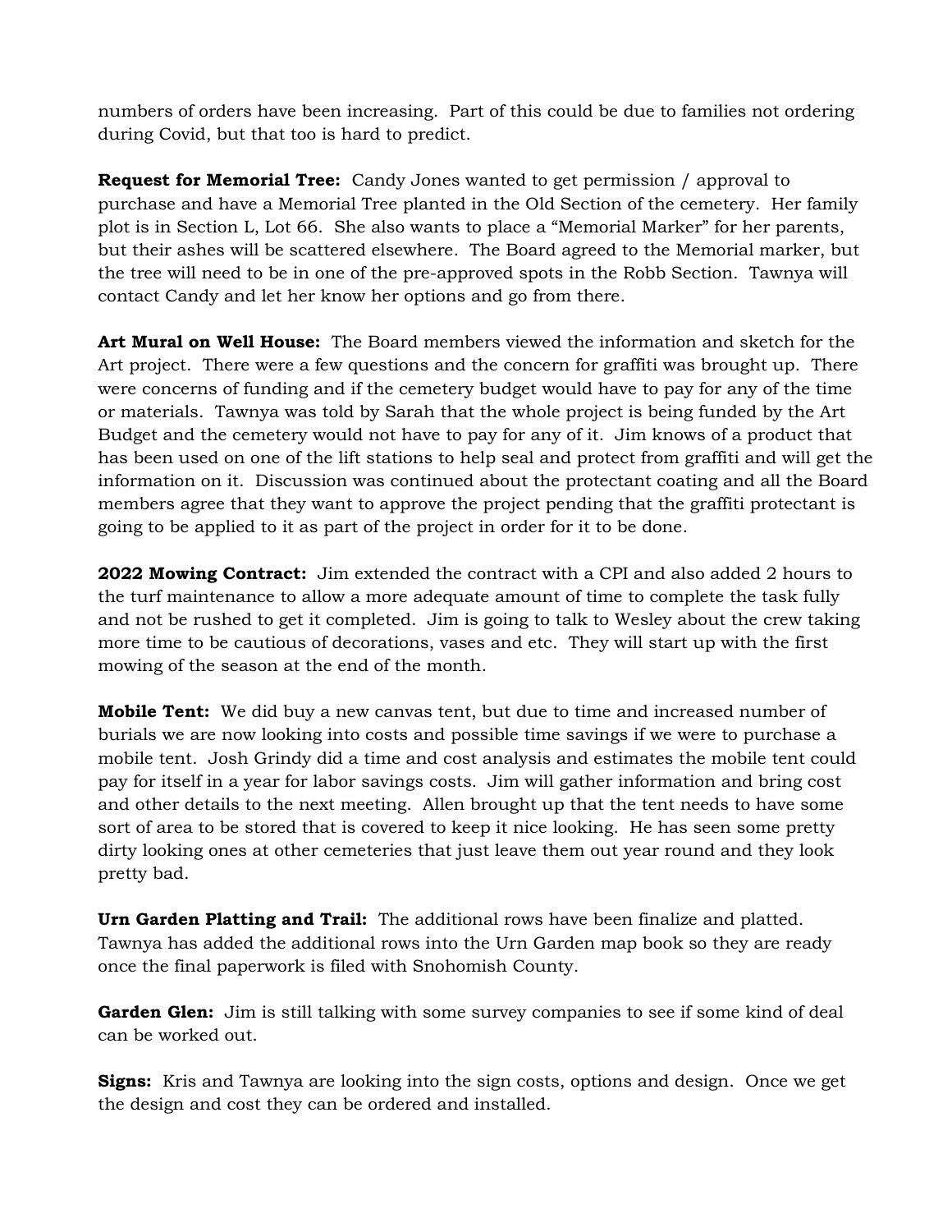numbers of orders have been increasing. Part of this could be due to families not ordering during Covid, but that too is hard to predict.

**Request for Memorial Tree:** Candy Jones wanted to get permission / approval to purchase and have a Memorial Tree planted in the Old Section of the cemetery. Her family plot is in Section L, Lot 66. She also wants to place a "Memorial Marker" for her parents, but their ashes will be scattered elsewhere. The Board agreed to the Memorial marker, but the tree will need to be in one of the pre-approved spots in the Robb Section. Tawnya will contact Candy and let her know her options and go from there.

**Art Mural on Well House:** The Board members viewed the information and sketch for the Art project. There were a few questions and the concern for graffiti was brought up. There were concerns of funding and if the cemetery budget would have to pay for any of the time or materials. Tawnya was told by Sarah that the whole project is being funded by the Art Budget and the cemetery would not have to pay for any of it. Jim knows of a product that has been used on one of the lift stations to help seal and protect from graffiti and will get the information on it. Discussion was continued about the protectant coating and all the Board members agree that they want to approve the project pending that the graffiti protectant is going to be applied to it as part of the project in order for it to be done.

**2022 Mowing Contract:** Jim extended the contract with a CPI and also added 2 hours to the turf maintenance to allow a more adequate amount of time to complete the task fully and not be rushed to get it completed. Jim is going to talk to Wesley about the crew taking more time to be cautious of decorations, vases and etc. They will start up with the first mowing of the season at the end of the month.

**Mobile Tent:** We did buy a new canvas tent, but due to time and increased number of burials we are now looking into costs and possible time savings if we were to purchase a mobile tent. Josh Grindy did a time and cost analysis and estimates the mobile tent could pay for itself in a year for labor savings costs. Jim will gather information and bring cost and other details to the next meeting. Allen brought up that the tent needs to have some sort of area to be stored that is covered to keep it nice looking. He has seen some pretty dirty looking ones at other cemeteries that just leave them out year round and they look pretty bad.

**Urn Garden Platting and Trail:** The additional rows have been finalize and platted. Tawnya has added the additional rows into the Urn Garden map book so they are ready once the final paperwork is filed with Snohomish County.

**Garden Glen:** Jim is still talking with some survey companies to see if some kind of deal can be worked out.

**Signs:** Kris and Tawnya are looking into the sign costs, options and design. Once we get the design and cost they can be ordered and installed.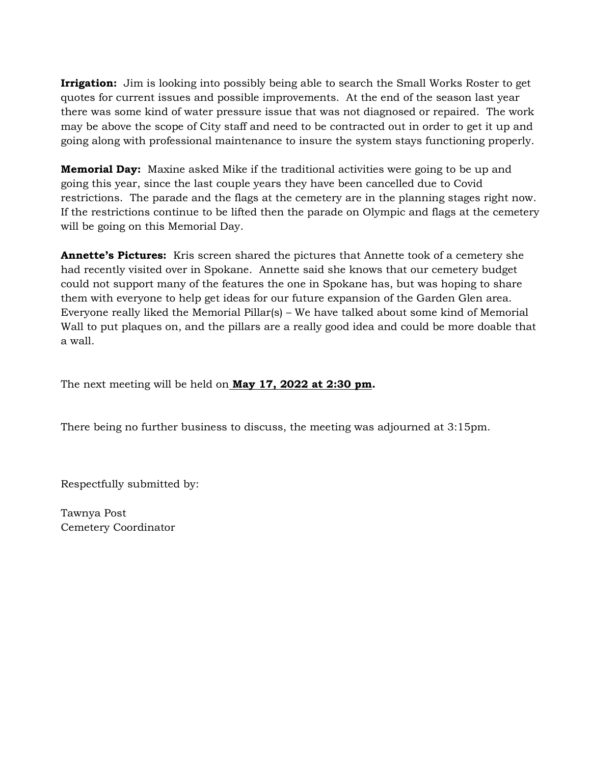**Irrigation:** Jim is looking into possibly being able to search the Small Works Roster to get quotes for current issues and possible improvements. At the end of the season last year there was some kind of water pressure issue that was not diagnosed or repaired. The work may be above the scope of City staff and need to be contracted out in order to get it up and going along with professional maintenance to insure the system stays functioning properly.

**Memorial Day:** Maxine asked Mike if the traditional activities were going to be up and going this year, since the last couple years they have been cancelled due to Covid restrictions. The parade and the flags at the cemetery are in the planning stages right now. If the restrictions continue to be lifted then the parade on Olympic and flags at the cemetery will be going on this Memorial Day.

**Annette's Pictures:** Kris screen shared the pictures that Annette took of a cemetery she had recently visited over in Spokane. Annette said she knows that our cemetery budget could not support many of the features the one in Spokane has, but was hoping to share them with everyone to help get ideas for our future expansion of the Garden Glen area. Everyone really liked the Memorial Pillar(s) – We have talked about some kind of Memorial Wall to put plaques on, and the pillars are a really good idea and could be more doable that a wall.

The next meeting will be held on **May 17, 2022 at 2:30 pm.**

There being no further business to discuss, the meeting was adjourned at 3:15pm.

Respectfully submitted by:

Tawnya Post
Cemetery Coordinator